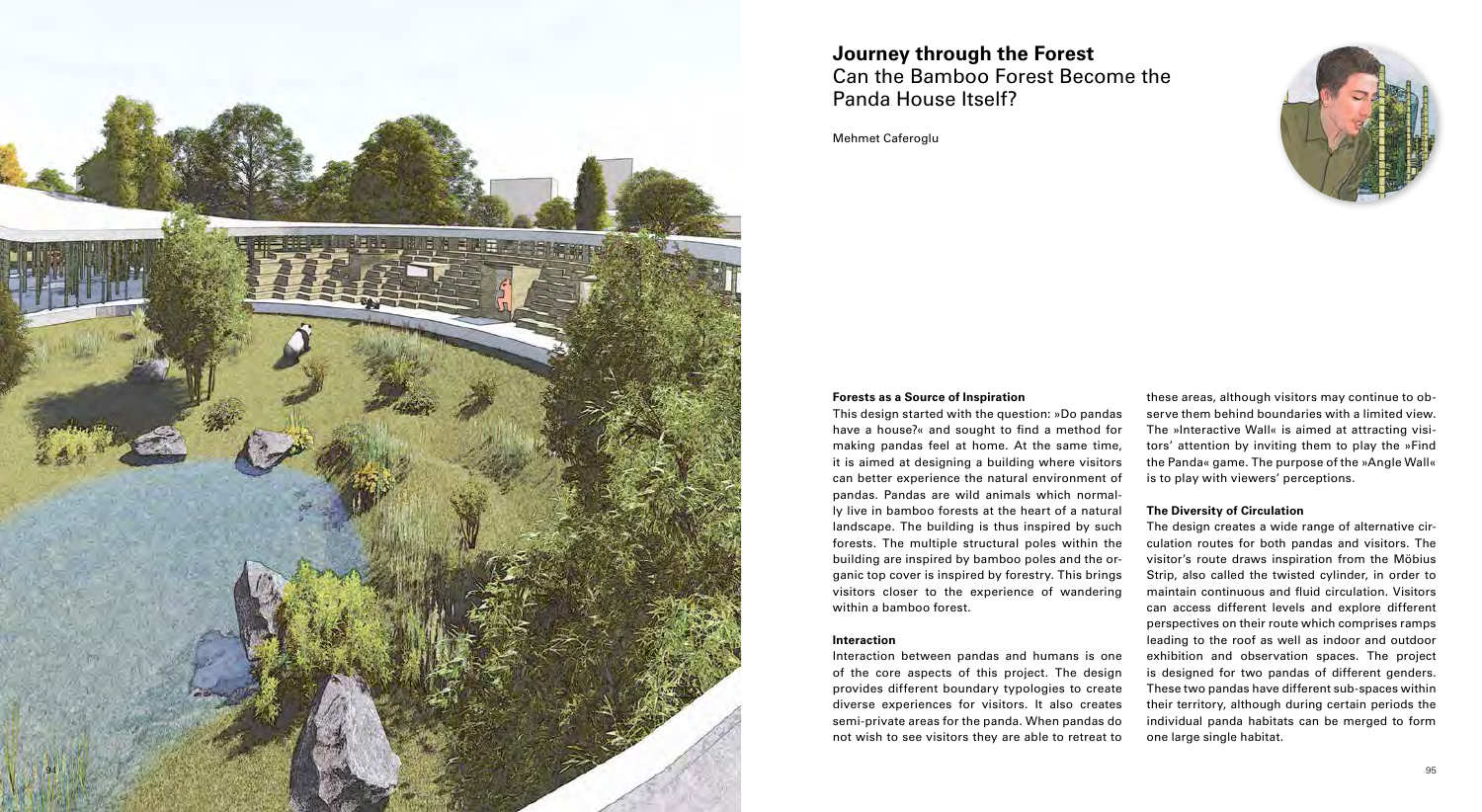# Journey through the Forest

## Can the Bamboo Forest Become the Panda House Itself?

Mehmet Caferoglu

### Forests as a Source of Inspiration

This design started with the question: »Do pandas have a house?« and sought to find a method for making pandas feel at home. At the same time, it is aimed at designing a building where visitors can better experience the natural environment of pandas. Pandas are wild animals which normally live in bamboo forests at the heart of a natural landscape. The building is thus inspired by such forests. The multiple structural poles within the building are inspired by bamboo poles and the organic top cover is inspired by forestry. This brings visitors closer to the experience of wandering within a bamboo forest.

### Interaction

Interaction between pandas and humans is one of the core aspects of this project. The design provides different boundary typologies to create diverse experiences for visitors. It also creates semi-private areas for the panda. When pandas do not wish to see visitors they are able to retreat to these areas, although visitors may continue to observe them behind boundaries with a limited view. The »Interactive Wall« is aimed at attracting visitors' attention by inviting them to play the »Find the Panda« game. The purpose of the »Angle Wall« is to play with viewers' perceptions.

### The Diversity of Circulation

The design creates a wide range of alternative circulation routes for both pandas and visitors. The visitor's route draws inspiration from the Möbius Strip, also called the twisted cylinder, in order to maintain continuous and fluid circulation. Visitors can access different levels and explore different perspectives on their route which comprises ramps leading to the roof as well as indoor and outdoor exhibition and observation spaces. The project is designed for two pandas of different genders. These two pandas have different sub-spaces within their territory, although during certain periods the individual panda habitats can be merged to form one large single habitat.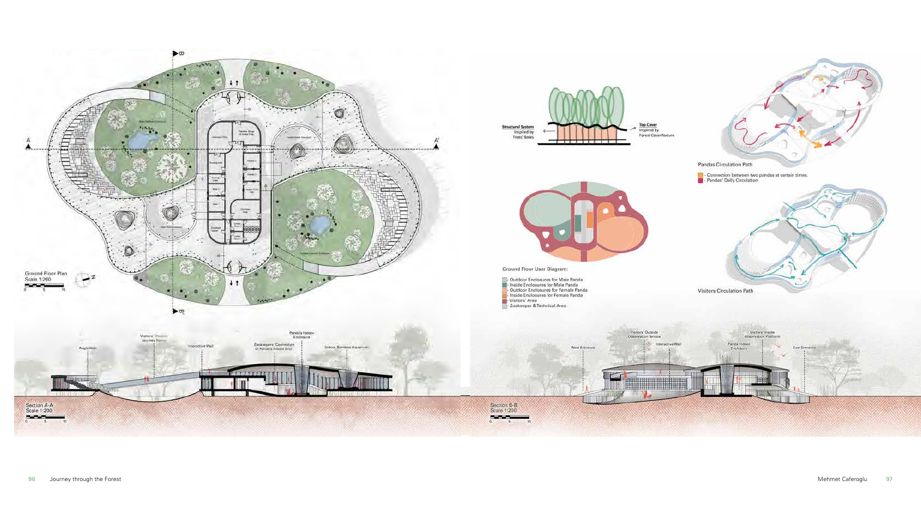Ground Floor Plan
Scale 1:200

Structural System
Inspired by
Trees' Boles

Top Cover
Inspired by
Forest CoverTexture

Ground Floor User Diagram:

- Outdoor Enclosures for Male Panda
- Inside Enclosures for Male Panda
- Outdoor Enclosures for Female Panda
- Inside Enclosures for Female Panda
- Visitors' Area
- Zookeeper & Technical Area

Pandas Circulation Path

- Connection between two pandas at certain times.
- Pandas' Daily Circulation

Visitors Circulation Path

Section A-A
Scale 1:200

Angle Wall · Visitors' Outside Journey Ramp · Interactive Wall · Zookeepers' Connection to Panda's Indoor Encl. · Panda's Indoor Enclosure · Indoor Bamboo Aquarium

Section B-B
Scale 1:200

West Entrance · Visitors' Outside Observation Terrace · Interactive Wall · Panda Indoor Enclosure · Visitors' Inside Observation Platform · East Entrance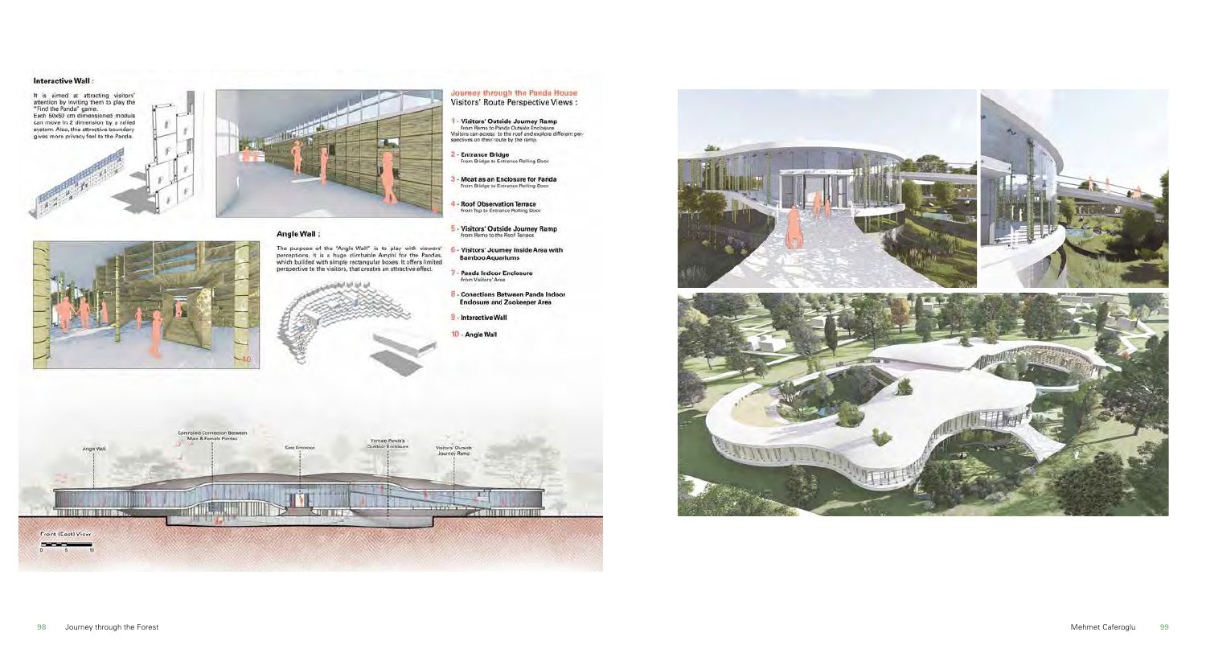**Interactive Wall :**

It is aimed at attracting visitors' attention by inviting them to play the "Find the Panda" game. Each 50x50 cm dimensioned moduls can move in 2 dimension by a railed system. Also, this attractive boundary gives more privacy feel to the Panda.

**Angle Wall :**

The purpose of the "Angle Wall" is to play with viewers' perceptions. It is a huge climbable Amphi for the Pandas, which builded with simple rectangular boxes. It offers limited perspective to the visitors, that creates an attractive effect.

## Journey through the Panda House

### Visitors' Route Perspective Views :

1 - **Visitors' Outside Journey Ramp**
From Ramp to Panda Outside Enclosure
Visitors can access to the roof and explore different perspectives on their route by the ramp.

2 - **Entrance Bridge**
From Bridge to Entrance Rolling Door

3 - **Moat as an Enclosure for Panda**
From Bridge to Entrance Rolling Door

4 - **Roof Observation Terrace**
From Top to Entrance Rolling Door

5 - **Visitors' Outside Journey Ramp**
From Ramp to the Roof Terrace

6 - **Visitors' Journey Inside Area with Bamboo Aquariums**

7 - **Panda Indoor Enclosure**
From Visitors' Area

8 - **Conections Between Panda Indoor Enclosure and Zookeeper Area**

9 - **Interactive Wall**

10 - **Angle Wall**

Angle Wall · Controlled Connection Between Male & Female Pandas · East Entrance · Female Panda's Outdoor Enclosure · Visitors' Outside Journey Ramp

Front (East) View